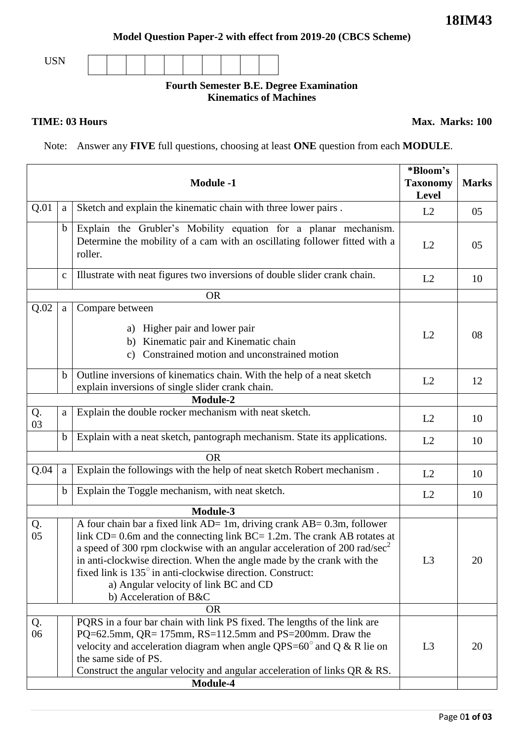**18IM43**

**Model Question Paper-2 with effect from 2019-20 (CBCS Scheme)**

USN | | | | | | | | | |

**Fourth Semester B.E. Degree Examination**
**Kinematics of Machines**

**TIME: 03 Hours** **Max. Marks: 100**

Note: Answer any **FIVE** full questions, choosing at least **ONE** question from each **MODULE**.

| | | **Module -1** | **\*Bloom's Taxonomy Level** | **Marks** |
|---|---|---|---|---|
| Q.01 | a | Sketch and explain the kinematic chain with three lower pairs . | L2 | 05 |
| | b | Explain the Grubler's Mobility equation for a planar mechanism. Determine the mobility of a cam with an oscillating follower fitted with a roller. | L2 | 05 |
| | c | Illustrate with neat figures two inversions of double slider crank chain. | L2 | 10 |
| | | OR | | |
| Q.02 | a | Compare between<br>a) Higher pair and lower pair<br>b) Kinematic pair and Kinematic chain<br>c) Constrained motion and unconstrained motion | L2 | 08 |
| | b | Outline inversions of kinematics chain. With the help of a neat sketch explain inversions of single slider crank chain. | L2 | 12 |
| | | **Module-2** | | |
| Q. 03 | a | Explain the double rocker mechanism with neat sketch. | L2 | 10 |
| | b | Explain with a neat sketch, pantograph mechanism. State its applications. | L2 | 10 |
| | | OR | | |
| Q.04 | a | Explain the followings with the help of neat sketch Robert mechanism . | L2 | 10 |
| | b | Explain the Toggle mechanism, with neat sketch. | L2 | 10 |
| | | **Module-3** | | |
| Q. 05 | | A four chain bar a fixed link AD= 1m, driving crank AB= 0.3m, follower link CD= 0.6m and the connecting link BC= 1.2m. The crank AB rotates at a speed of 300 rpm clockwise with an angular acceleration of 200 rad/sec$^2$ in anti-clockwise direction. When the angle made by the crank with the fixed link is 135$^\circ$ in anti-clockwise direction. Construct:<br>a) Angular velocity of link BC and CD<br>b) Acceleration of B&C | L3 | 20 |
| | | OR | | |
| Q. 06 | | PQRS in a four bar chain with link PS fixed. The lengths of the link are PQ=62.5mm, QR= 175mm, RS=112.5mm and PS=200mm. Draw the velocity and acceleration diagram when angle QPS=60$^\circ$ and Q & R lie on the same side of PS.<br>Construct the angular velocity and angular acceleration of links QR & RS. | L3 | 20 |
| | | **Module-4** | | |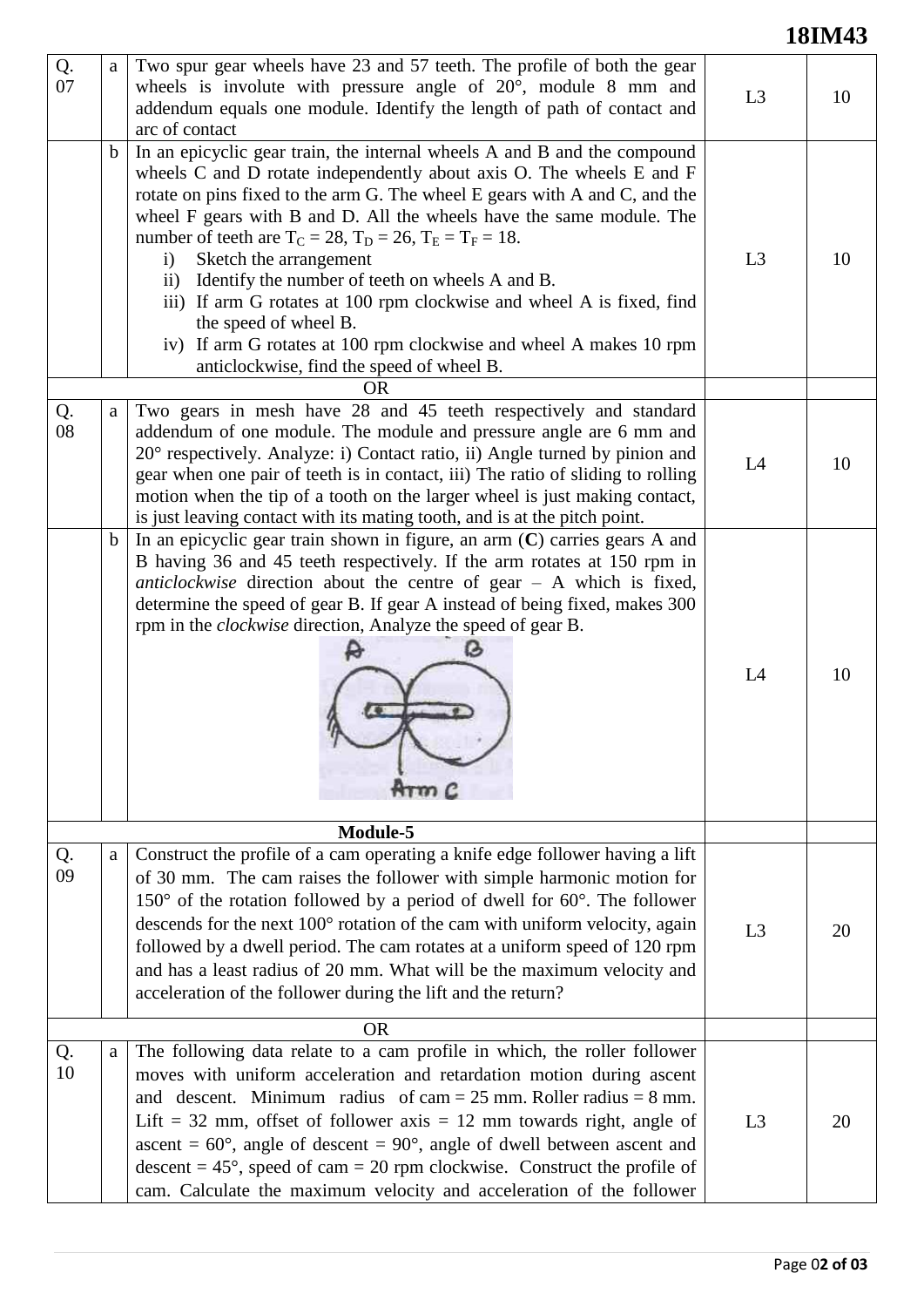| Q. | | Question | Level | Marks |
|---|---|---|---|---|
| Q. 07 | a | Two spur gear wheels have 23 and 57 teeth. The profile of both the gear wheels is involute with pressure angle of 20°, module 8 mm and addendum equals one module. Identify the length of path of contact and arc of contact | L3 | 10 |
| | b | In an epicyclic gear train, the internal wheels A and B and the compound wheels C and D rotate independently about axis O. The wheels E and F rotate on pins fixed to the arm G. The wheel E gears with A and C, and the wheel F gears with B and D. All the wheels have the same module. The number of teeth are $T_C = 28$, $T_D = 26$, $T_E = T_F = 18$.<br>i) Sketch the arrangement<br>ii) Identify the number of teeth on wheels A and B.<br>iii) If arm G rotates at 100 rpm clockwise and wheel A is fixed, find the speed of wheel B.<br>iv) If arm G rotates at 100 rpm clockwise and wheel A makes 10 rpm anticlockwise, find the speed of wheel B. | L3 | 10 |
| | | OR | | |
| Q. 08 | a | Two gears in mesh have 28 and 45 teeth respectively and standard addendum of one module. The module and pressure angle are 6 mm and 20° respectively. Analyze: i) Contact ratio, ii) Angle turned by pinion and gear when one pair of teeth is in contact, iii) The ratio of sliding to rolling motion when the tip of a tooth on the larger wheel is just making contact, is just leaving contact with its mating tooth, and is at the pitch point. | L4 | 10 |
| | b | In an epicyclic gear train shown in figure, an arm (**C**) carries gears A and B having 36 and 45 teeth respectively. If the arm rotates at 150 rpm in *anticlockwise* direction about the centre of gear – A which is fixed, determine the speed of gear B. If gear A instead of being fixed, makes 300 rpm in the *clockwise* direction, Analyze the speed of gear B. | L4 | 10 |
| | | **Module-5** | | |
| Q. 09 | a | Construct the profile of a cam operating a knife edge follower having a lift of 30 mm. The cam raises the follower with simple harmonic motion for 150° of the rotation followed by a period of dwell for 60°. The follower descends for the next 100° rotation of the cam with uniform velocity, again followed by a dwell period. The cam rotates at a uniform speed of 120 rpm and has a least radius of 20 mm. What will be the maximum velocity and acceleration of the follower during the lift and the return? | L3 | 20 |
| | | OR | | |
| Q. 10 | a | The following data relate to a cam profile in which, the roller follower moves with uniform acceleration and retardation motion during ascent and descent. Minimum radius of cam = 25 mm. Roller radius = 8 mm. Lift = 32 mm, offset of follower axis = 12 mm towards right, angle of ascent = 60°, angle of descent = 90°, angle of dwell between ascent and descent = 45°, speed of cam = 20 rpm clockwise. Construct the profile of cam. Calculate the maximum velocity and acceleration of the follower | L3 | 20 |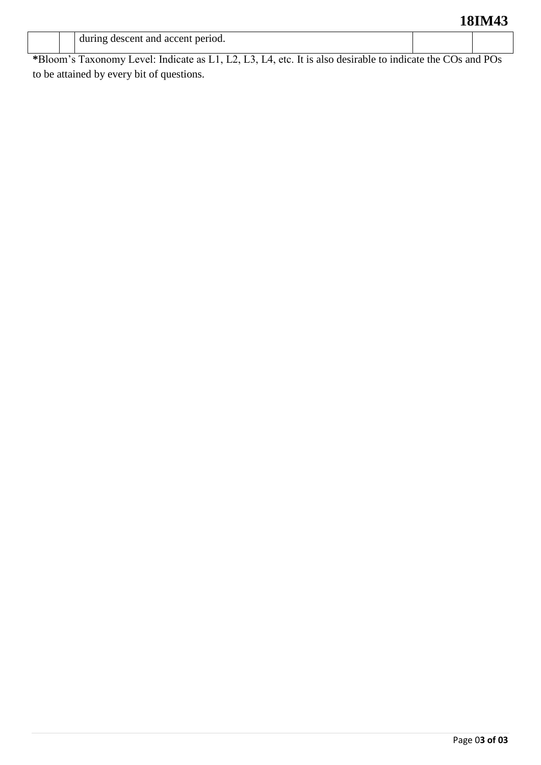| | | | | |
|---|---|---|---|---|
| | | during descent and accent period. | | |

***Bloom's Taxonomy Level: Indicate as L1, L2, L3, L4, etc. It is also desirable to indicate the COs and POs to be attained by every bit of questions.**